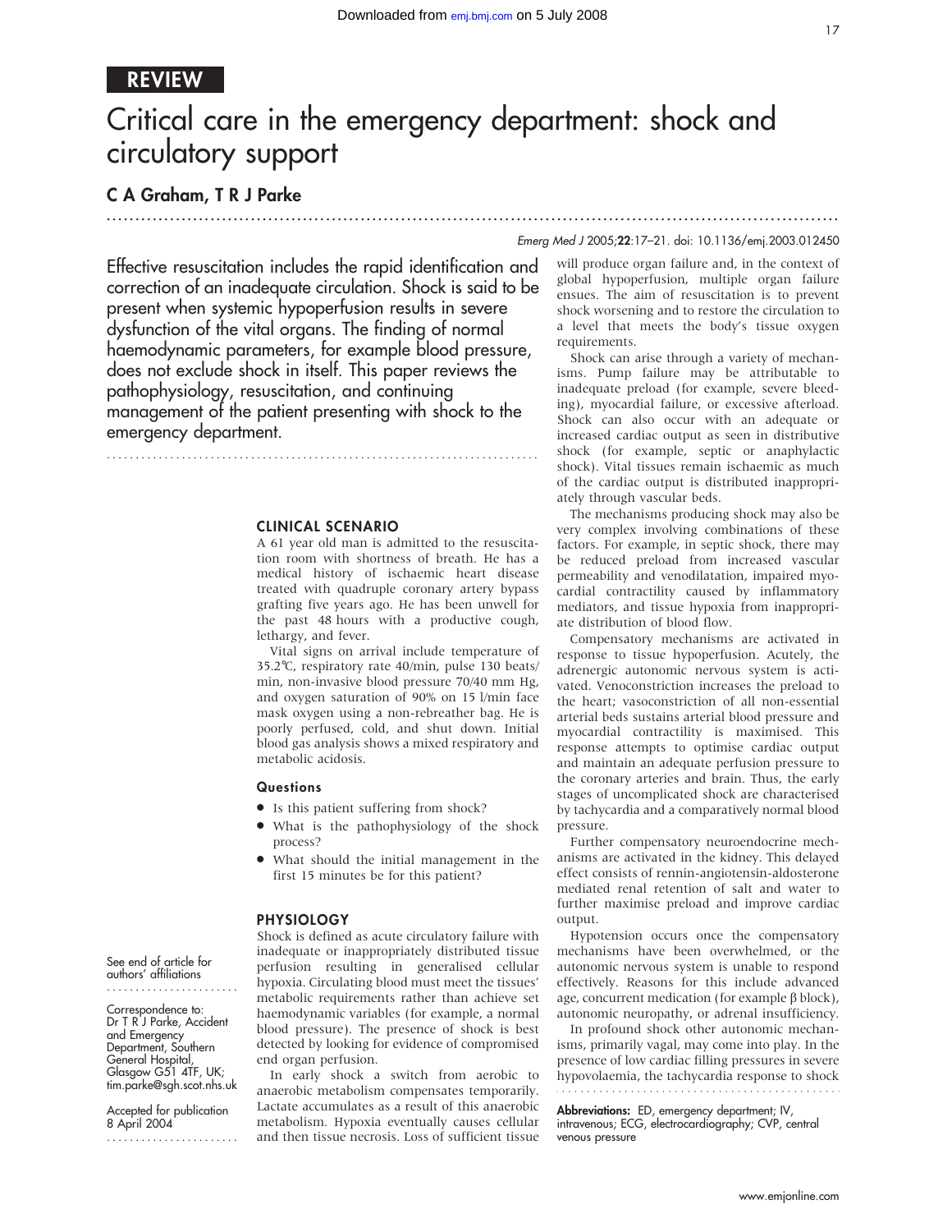REVIEW

# Critical care in the emergency department: shock and circulatory support

**C A Graham, T R J Parke**

*Emerg Med J* 2005;**22**:17–21. doi: 10.1136/emj.2003.012450

Effective resuscitation includes the rapid identification and correction of an inadequate circulation. Shock is said to be present when systemic hypoperfusion results in severe dysfunction of the vital organs. The finding of normal haemodynamic parameters, for example blood pressure, does not exclude shock in itself. This paper reviews the pathophysiology, resuscitation, and continuing management of the patient presenting with shock to the emergency department.

See end of article for authors' affiliations

Correspondence to: Dr T R J Parke, Accident and Emergency Department, Southern General Hospital, Glasgow G51 4TF, UK; tim.parke@sgh.scot.nhs.uk

Accepted for publication 8 April 2004

## CLINICAL SCENARIO

A 61 year old man is admitted to the resuscitation room with shortness of breath. He has a medical history of ischaemic heart disease treated with quadruple coronary artery bypass grafting five years ago. He has been unwell for the past 48 hours with a productive cough, lethargy, and fever.

Vital signs on arrival include temperature of 35.2℃, respiratory rate 40/min, pulse 130 beats/min, non-invasive blood pressure 70/40 mm Hg, and oxygen saturation of 90% on 15 l/min face mask oxygen using a non-rebreather bag. He is poorly perfused, cold, and shut down. Initial blood gas analysis shows a mixed respiratory and metabolic acidosis.

### Questions

- Is this patient suffering from shock?
- What is the pathophysiology of the shock process?
- What should the initial management in the first 15 minutes be for this patient?

## PHYSIOLOGY

Shock is defined as acute circulatory failure with inadequate or inappropriately distributed tissue perfusion resulting in generalised cellular hypoxia. Circulating blood must meet the tissues' metabolic requirements rather than achieve set haemodynamic variables (for example, a normal blood pressure). The presence of shock is best detected by looking for evidence of compromised end organ perfusion.

In early shock a switch from aerobic to anaerobic metabolism compensates temporarily. Lactate accumulates as a result of this anaerobic metabolism. Hypoxia eventually causes cellular and then tissue necrosis. Loss of sufficient tissue will produce organ failure and, in the context of global hypoperfusion, multiple organ failure ensues. The aim of resuscitation is to prevent shock worsening and to restore the circulation to a level that meets the body's tissue oxygen requirements.

Shock can arise through a variety of mechanisms. Pump failure may be attributable to inadequate preload (for example, severe bleeding), myocardial failure, or excessive afterload. Shock can also occur with an adequate or increased cardiac output as seen in distributive shock (for example, septic or anaphylactic shock). Vital tissues remain ischaemic as much of the cardiac output is distributed inappropriately through vascular beds.

The mechanisms producing shock may also be very complex involving combinations of these factors. For example, in septic shock, there may be reduced preload from increased vascular permeability and venodilatation, impaired myocardial contractility caused by inflammatory mediators, and tissue hypoxia from inappropriate distribution of blood flow.

Compensatory mechanisms are activated in response to tissue hypoperfusion. Acutely, the adrenergic autonomic nervous system is activated. Venoconstriction increases the preload to the heart; vasoconstriction of all non-essential arterial beds sustains arterial blood pressure and myocardial contractility is maximised. This response attempts to optimise cardiac output and maintain an adequate perfusion pressure to the coronary arteries and brain. Thus, the early stages of uncomplicated shock are characterised by tachycardia and a comparatively normal blood pressure.

Further compensatory neuroendocrine mechanisms are activated in the kidney. This delayed effect consists of rennin-angiotensin-aldosterone mediated renal retention of salt and water to further maximise preload and improve cardiac output.

Hypotension occurs once the compensatory mechanisms have been overwhelmed, or the autonomic nervous system is unable to respond effectively. Reasons for this include advanced age, concurrent medication (for example β block), autonomic neuropathy, or adrenal insufficiency.

In profound shock other autonomic mechanisms, primarily vagal, may come into play. In the presence of low cardiac filling pressures in severe hypovolaemia, the tachycardia response to shock

**Abbreviations:** ED, emergency department; IV, intravenous; ECG, electrocardiography; CVP, central venous pressure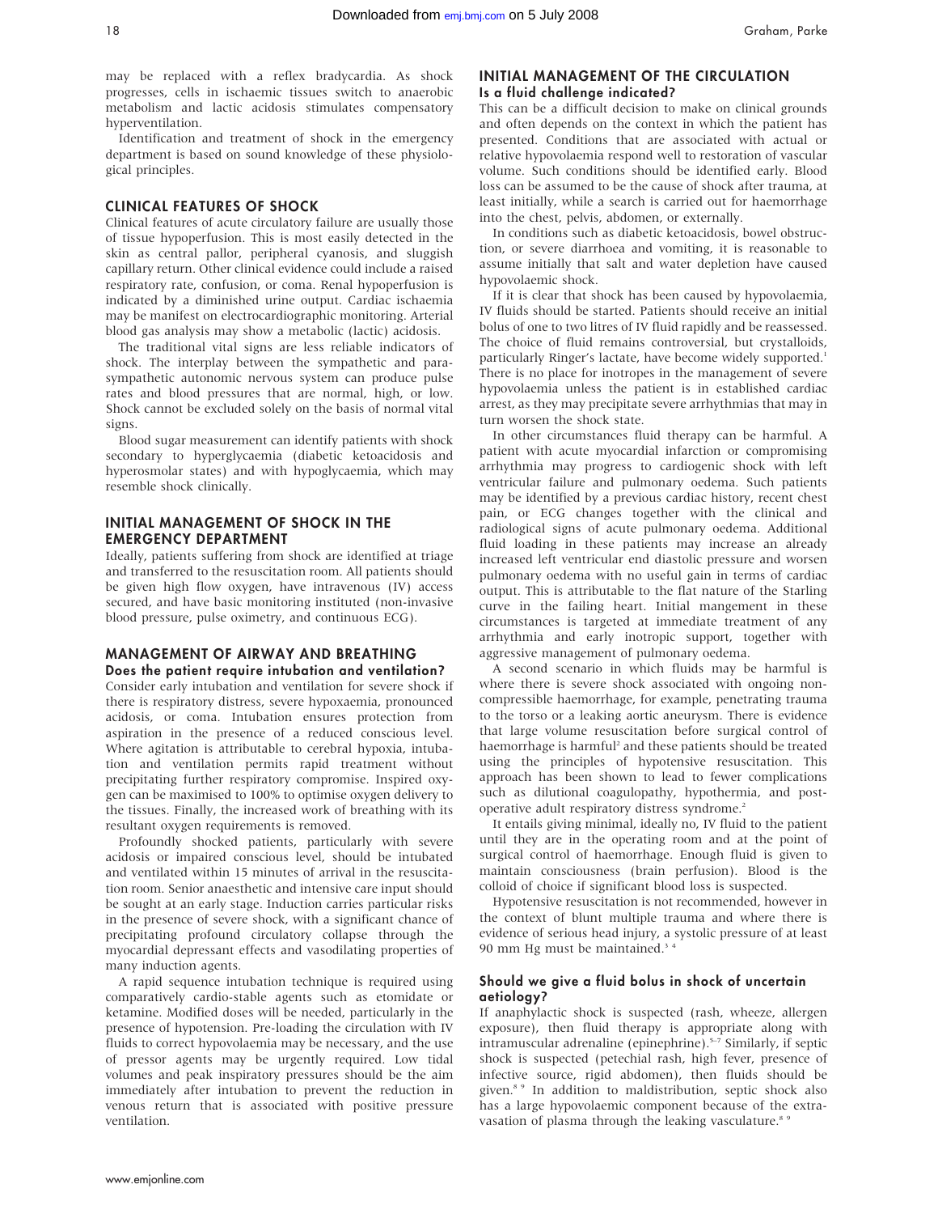may be replaced with a reflex bradycardia. As shock progresses, cells in ischaemic tissues switch to anaerobic metabolism and lactic acidosis stimulates compensatory hyperventilation.

Identification and treatment of shock in the emergency department is based on sound knowledge of these physiological principles.

## CLINICAL FEATURES OF SHOCK

Clinical features of acute circulatory failure are usually those of tissue hypoperfusion. This is most easily detected in the skin as central pallor, peripheral cyanosis, and sluggish capillary return. Other clinical evidence could include a raised respiratory rate, confusion, or coma. Renal hypoperfusion is indicated by a diminished urine output. Cardiac ischaemia may be manifest on electrocardiographic monitoring. Arterial blood gas analysis may show a metabolic (lactic) acidosis.

The traditional vital signs are less reliable indicators of shock. The interplay between the sympathetic and parasympathetic autonomic nervous system can produce pulse rates and blood pressures that are normal, high, or low. Shock cannot be excluded solely on the basis of normal vital signs.

Blood sugar measurement can identify patients with shock secondary to hyperglycaemia (diabetic ketoacidosis and hyperosmolar states) and with hypoglycaemia, which may resemble shock clinically.

## INITIAL MANAGEMENT OF SHOCK IN THE EMERGENCY DEPARTMENT

Ideally, patients suffering from shock are identified at triage and transferred to the resuscitation room. All patients should be given high flow oxygen, have intravenous (IV) access secured, and have basic monitoring instituted (non-invasive blood pressure, pulse oximetry, and continuous ECG).

## MANAGEMENT OF AIRWAY AND BREATHING

### Does the patient require intubation and ventilation?

Consider early intubation and ventilation for severe shock if there is respiratory distress, severe hypoxaemia, pronounced acidosis, or coma. Intubation ensures protection from aspiration in the presence of a reduced conscious level. Where agitation is attributable to cerebral hypoxia, intubation and ventilation permits rapid treatment without precipitating further respiratory compromise. Inspired oxygen can be maximised to 100% to optimise oxygen delivery to the tissues. Finally, the increased work of breathing with its resultant oxygen requirements is removed.

Profoundly shocked patients, particularly with severe acidosis or impaired conscious level, should be intubated and ventilated within 15 minutes of arrival in the resuscitation room. Senior anaesthetic and intensive care input should be sought at an early stage. Induction carries particular risks in the presence of severe shock, with a significant chance of precipitating profound circulatory collapse through the myocardial depressant effects and vasodilating properties of many induction agents.

A rapid sequence intubation technique is required using comparatively cardio-stable agents such as etomidate or ketamine. Modified doses will be needed, particularly in the presence of hypotension. Pre-loading the circulation with IV fluids to correct hypovolaemia may be necessary, and the use of pressor agents may be urgently required. Low tidal volumes and peak inspiratory pressures should be the aim immediately after intubation to prevent the reduction in venous return that is associated with positive pressure ventilation.

## INITIAL MANAGEMENT OF THE CIRCULATION

### Is a fluid challenge indicated?

This can be a difficult decision to make on clinical grounds and often depends on the context in which the patient has presented. Conditions that are associated with actual or relative hypovolaemia respond well to restoration of vascular volume. Such conditions should be identified early. Blood loss can be assumed to be the cause of shock after trauma, at least initially, while a search is carried out for haemorrhage into the chest, pelvis, abdomen, or externally.

In conditions such as diabetic ketoacidosis, bowel obstruction, or severe diarrhoea and vomiting, it is reasonable to assume initially that salt and water depletion have caused hypovolaemic shock.

If it is clear that shock has been caused by hypovolaemia, IV fluids should be started. Patients should receive an initial bolus of one to two litres of IV fluid rapidly and be reassessed. The choice of fluid remains controversial, but crystalloids, particularly Ringer's lactate, have become widely supported.[1] There is no place for inotropes in the management of severe hypovolaemia unless the patient is in established cardiac arrest, as they may precipitate severe arrhythmias that may in turn worsen the shock state.

In other circumstances fluid therapy can be harmful. A patient with acute myocardial infarction or compromising arrhythmia may progress to cardiogenic shock with left ventricular failure and pulmonary oedema. Such patients may be identified by a previous cardiac history, recent chest pain, or ECG changes together with the clinical and radiological signs of acute pulmonary oedema. Additional fluid loading in these patients may increase an already increased left ventricular end diastolic pressure and worsen pulmonary oedema with no useful gain in terms of cardiac output. This is attributable to the flat nature of the Starling curve in the failing heart. Initial mangement in these circumstances is targeted at immediate treatment of any arrhythmia and early inotropic support, together with aggressive management of pulmonary oedema.

A second scenario in which fluids may be harmful is where there is severe shock associated with ongoing non-compressible haemorrhage, for example, penetrating trauma to the torso or a leaking aortic aneurysm. There is evidence that large volume resuscitation before surgical control of haemorrhage is harmful[2] and these patients should be treated using the principles of hypotensive resuscitation. This approach has been shown to lead to fewer complications such as dilutional coagulopathy, hypothermia, and post-operative adult respiratory distress syndrome.[2]

It entails giving minimal, ideally no, IV fluid to the patient until they are in the operating room and at the point of surgical control of haemorrhage. Enough fluid is given to maintain consciousness (brain perfusion). Blood is the colloid of choice if significant blood loss is suspected.

Hypotensive resuscitation is not recommended, however in the context of blunt multiple trauma and where there is evidence of serious head injury, a systolic pressure of at least 90 mm Hg must be maintained.[3,4]

### Should we give a fluid bolus in shock of uncertain aetiology?

If anaphylactic shock is suspected (rash, wheeze, allergen exposure), then fluid therapy is appropriate along with intramuscular adrenaline (epinephrine).[5–7] Similarly, if septic shock is suspected (petechial rash, high fever, presence of infective source, rigid abdomen), then fluids should be given.[8,9] In addition to maldistribution, septic shock also has a large hypovolaemic component because of the extravasation of plasma through the leaking vasculature.[8,9]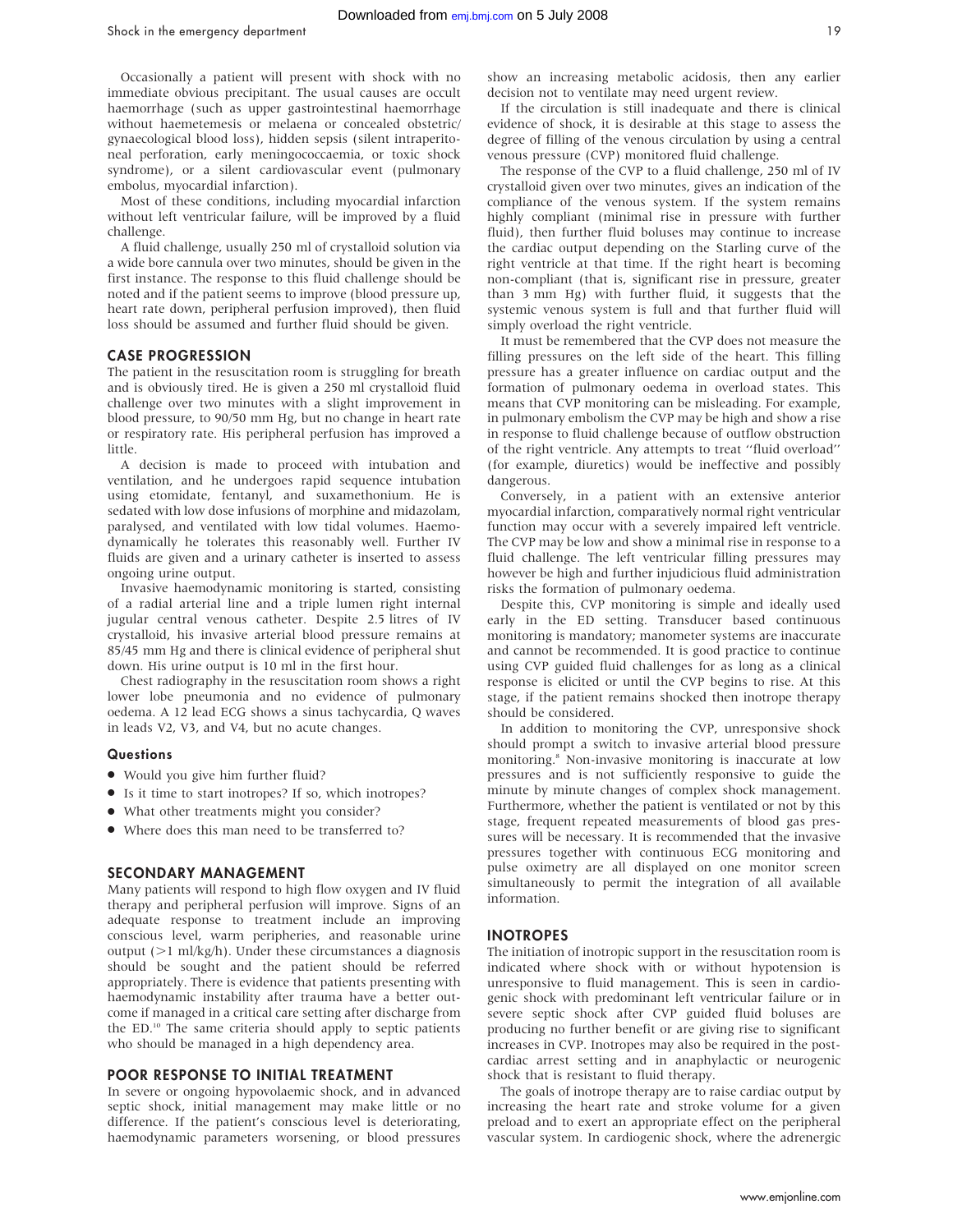Occasionally a patient will present with shock with no immediate obvious precipitant. The usual causes are occult haemorrhage (such as upper gastrointestinal haemorrhage without haemetemesis or melaena or concealed obstetric/gynaecological blood loss), hidden sepsis (silent intraperitoneal perforation, early meningococcaemia, or toxic shock syndrome), or a silent cardiovascular event (pulmonary embolus, myocardial infarction).

Most of these conditions, including myocardial infarction without left ventricular failure, will be improved by a fluid challenge.

A fluid challenge, usually 250 ml of crystalloid solution via a wide bore cannula over two minutes, should be given in the first instance. The response to this fluid challenge should be noted and if the patient seems to improve (blood pressure up, heart rate down, peripheral perfusion improved), then fluid loss should be assumed and further fluid should be given.

## CASE PROGRESSION

The patient in the resuscitation room is struggling for breath and is obviously tired. He is given a 250 ml crystalloid fluid challenge over two minutes with a slight improvement in blood pressure, to 90/50 mm Hg, but no change in heart rate or respiratory rate. His peripheral perfusion has improved a little.

A decision is made to proceed with intubation and ventilation, and he undergoes rapid sequence intubation using etomidate, fentanyl, and suxamethonium. He is sedated with low dose infusions of morphine and midazolam, paralysed, and ventilated with low tidal volumes. Haemodynamically he tolerates this reasonably well. Further IV fluids are given and a urinary catheter is inserted to assess ongoing urine output.

Invasive haemodynamic monitoring is started, consisting of a radial arterial line and a triple lumen right internal jugular central venous catheter. Despite 2.5 litres of IV crystalloid, his invasive arterial blood pressure remains at 85/45 mm Hg and there is clinical evidence of peripheral shut down. His urine output is 10 ml in the first hour.

Chest radiography in the resuscitation room shows a right lower lobe pneumonia and no evidence of pulmonary oedema. A 12 lead ECG shows a sinus tachycardia, Q waves in leads V2, V3, and V4, but no acute changes.

### Questions

- Would you give him further fluid?
- Is it time to start inotropes? If so, which inotropes?
- What other treatments might you consider?
- Where does this man need to be transferred to?

## SECONDARY MANAGEMENT

Many patients will respond to high flow oxygen and IV fluid therapy and peripheral perfusion will improve. Signs of an adequate response to treatment include an improving conscious level, warm peripheries, and reasonable urine output (>1 ml/kg/h). Under these circumstances a diagnosis should be sought and the patient should be referred appropriately. There is evidence that patients presenting with haemodynamic instability after trauma have a better outcome if managed in a critical care setting after discharge from the ED.[10] The same criteria should apply to septic patients who should be managed in a high dependency area.

## POOR RESPONSE TO INITIAL TREATMENT

In severe or ongoing hypovolaemic shock, and in advanced septic shock, initial management may make little or no difference. If the patient's conscious level is deteriorating, haemodynamic parameters worsening, or blood pressures show an increasing metabolic acidosis, then any earlier decision not to ventilate may need urgent review.

If the circulation is still inadequate and there is clinical evidence of shock, it is desirable at this stage to assess the degree of filling of the venous circulation by using a central venous pressure (CVP) monitored fluid challenge.

The response of the CVP to a fluid challenge, 250 ml of IV crystalloid given over two minutes, gives an indication of the compliance of the venous system. If the system remains highly compliant (minimal rise in pressure with further fluid), then further fluid boluses may continue to increase the cardiac output depending on the Starling curve of the right ventricle at that time. If the right heart is becoming non-compliant (that is, significant rise in pressure, greater than 3 mm Hg) with further fluid, it suggests that the systemic venous system is full and that further fluid will simply overload the right ventricle.

It must be remembered that the CVP does not measure the filling pressures on the left side of the heart. This filling pressure has a greater influence on cardiac output and the formation of pulmonary oedema in overload states. This means that CVP monitoring can be misleading. For example, in pulmonary embolism the CVP may be high and show a rise in response to fluid challenge because of outflow obstruction of the right ventricle. Any attempts to treat "fluid overload" (for example, diuretics) would be ineffective and possibly dangerous.

Conversely, in a patient with an extensive anterior myocardial infarction, comparatively normal right ventricular function may occur with a severely impaired left ventricle. The CVP may be low and show a minimal rise in response to a fluid challenge. The left ventricular filling pressures may however be high and further injudicious fluid administration risks the formation of pulmonary oedema.

Despite this, CVP monitoring is simple and ideally used early in the ED setting. Transducer based continuous monitoring is mandatory; manometer systems are inaccurate and cannot be recommended. It is good practice to continue using CVP guided fluid challenges for as long as a clinical response is elicited or until the CVP begins to rise. At this stage, if the patient remains shocked then inotrope therapy should be considered.

In addition to monitoring the CVP, unresponsive shock should prompt a switch to invasive arterial blood pressure monitoring.[8] Non-invasive monitoring is inaccurate at low pressures and is not sufficiently responsive to guide the minute by minute changes of complex shock management. Furthermore, whether the patient is ventilated or not by this stage, frequent repeated measurements of blood gas pressures will be necessary. It is recommended that the invasive pressures together with continuous ECG monitoring and pulse oximetry are all displayed on one monitor screen simultaneously to permit the integration of all available information.

## INOTROPES

The initiation of inotropic support in the resuscitation room is indicated where shock with or without hypotension is unresponsive to fluid management. This is seen in cardiogenic shock with predominant left ventricular failure or in severe septic shock after CVP guided fluid boluses are producing no further benefit or are giving rise to significant increases in CVP. Inotropes may also be required in the post-cardiac arrest setting and in anaphylactic or neurogenic shock that is resistant to fluid therapy.

The goals of inotrope therapy are to raise cardiac output by increasing the heart rate and stroke volume for a given preload and to exert an appropriate effect on the peripheral vascular system. In cardiogenic shock, where the adrenergic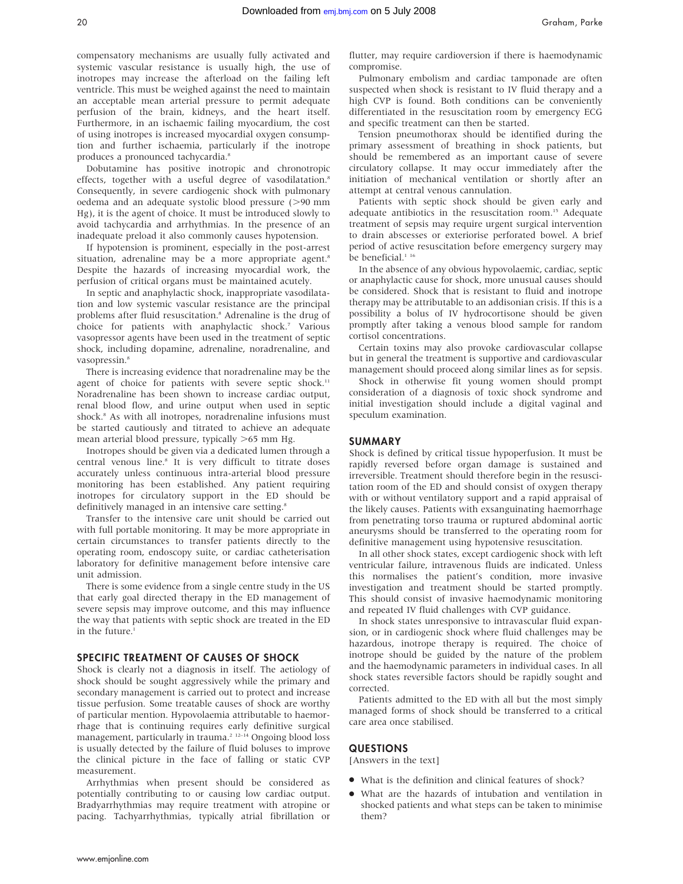compensatory mechanisms are usually fully activated and systemic vascular resistance is usually high, the use of inotropes may increase the afterload on the failing left ventricle. This must be weighed against the need to maintain an acceptable mean arterial pressure to permit adequate perfusion of the brain, kidneys, and the heart itself. Furthermore, in an ischaemic failing myocardium, the cost of using inotropes is increased myocardial oxygen consumption and further ischaemia, particularly if the inotrope produces a pronounced tachycardia.[8]

Dobutamine has positive inotropic and chronotropic effects, together with a useful degree of vasodilatation.[8] Consequently, in severe cardiogenic shock with pulmonary oedema and an adequate systolic blood pressure (>90 mm Hg), it is the agent of choice. It must be introduced slowly to avoid tachycardia and arrhythmias. In the presence of an inadequate preload it also commonly causes hypotension.

If hypotension is prominent, especially in the post-arrest situation, adrenaline may be a more appropriate agent.[8] Despite the hazards of increasing myocardial work, the perfusion of critical organs must be maintained acutely.

In septic and anaphylactic shock, inappropriate vasodilatation and low systemic vascular resistance are the principal problems after fluid resuscitation.[8] Adrenaline is the drug of choice for patients with anaphylactic shock.[7] Various vasopressor agents have been used in the treatment of septic shock, including dopamine, adrenaline, noradrenaline, and vasopressin.[8]

There is increasing evidence that noradrenaline may be the agent of choice for patients with severe septic shock.[11] Noradrenaline has been shown to increase cardiac output, renal blood flow, and urine output when used in septic shock.[8] As with all inotropes, noradrenaline infusions must be started cautiously and titrated to achieve an adequate mean arterial blood pressure, typically >65 mm Hg.

Inotropes should be given via a dedicated lumen through a central venous line.[8] It is very difficult to titrate doses accurately unless continuous intra-arterial blood pressure monitoring has been established. Any patient requiring inotropes for circulatory support in the ED should be definitively managed in an intensive care setting.[8]

Transfer to the intensive care unit should be carried out with full portable monitoring. It may be more appropriate in certain circumstances to transfer patients directly to the operating room, endoscopy suite, or cardiac catheterisation laboratory for definitive management before intensive care unit admission.

There is some evidence from a single centre study in the US that early goal directed therapy in the ED management of severe sepsis may improve outcome, and this may influence the way that patients with septic shock are treated in the ED in the future.[1]

## SPECIFIC TREATMENT OF CAUSES OF SHOCK

Shock is clearly not a diagnosis in itself. The aetiology of shock should be sought aggressively while the primary and secondary management is carried out to protect and increase tissue perfusion. Some treatable causes of shock are worthy of particular mention. Hypovolaemia attributable to haemorrhage that is continuing requires early definitive surgical management, particularly in trauma.[2 12–14] Ongoing blood loss is usually detected by the failure of fluid boluses to improve the clinical picture in the face of falling or static CVP measurement.

Arrhythmias when present should be considered as potentially contributing to or causing low cardiac output. Bradyarrhythmias may require treatment with atropine or pacing. Tachyarrhythmias, typically atrial fibrillation or flutter, may require cardioversion if there is haemodynamic compromise.

Pulmonary embolism and cardiac tamponade are often suspected when shock is resistant to IV fluid therapy and a high CVP is found. Both conditions can be conveniently differentiated in the resuscitation room by emergency ECG and specific treatment can then be started.

Tension pneumothorax should be identified during the primary assessment of breathing in shock patients, but should be remembered as an important cause of severe circulatory collapse. It may occur immediately after the initiation of mechanical ventilation or shortly after an attempt at central venous cannulation.

Patients with septic shock should be given early and adequate antibiotics in the resuscitation room.[15] Adequate treatment of sepsis may require urgent surgical intervention to drain abscesses or exteriorise perforated bowel. A brief period of active resuscitation before emergency surgery may be beneficial.[1 16]

In the absence of any obvious hypovolaemic, cardiac, septic or anaphylactic cause for shock, more unusual causes should be considered. Shock that is resistant to fluid and inotrope therapy may be attributable to an addisonian crisis. If this is a possibility a bolus of IV hydrocortisone should be given promptly after taking a venous blood sample for random cortisol concentrations.

Certain toxins may also provoke cardiovascular collapse but in general the treatment is supportive and cardiovascular management should proceed along similar lines as for sepsis.

Shock in otherwise fit young women should prompt consideration of a diagnosis of toxic shock syndrome and initial investigation should include a digital vaginal and speculum examination.

## SUMMARY

Shock is defined by critical tissue hypoperfusion. It must be rapidly reversed before organ damage is sustained and irreversible. Treatment should therefore begin in the resuscitation room of the ED and should consist of oxygen therapy with or without ventilatory support and a rapid appraisal of the likely causes. Patients with exsanguinating haemorrhage from penetrating torso trauma or ruptured abdominal aortic aneurysms should be transferred to the operating room for definitive management using hypotensive resuscitation.

In all other shock states, except cardiogenic shock with left ventricular failure, intravenous fluids are indicated. Unless this normalises the patient's condition, more invasive investigation and treatment should be started promptly. This should consist of invasive haemodynamic monitoring and repeated IV fluid challenges with CVP guidance.

In shock states unresponsive to intravascular fluid expansion, or in cardiogenic shock where fluid challenges may be hazardous, inotrope therapy is required. The choice of inotrope should be guided by the nature of the problem and the haemodynamic parameters in individual cases. In all shock states reversible factors should be rapidly sought and corrected.

Patients admitted to the ED with all but the most simply managed forms of shock should be transferred to a critical care area once stabilised.

## QUESTIONS

[Answers in the text]

- What is the definition and clinical features of shock?
- What are the hazards of intubation and ventilation in shocked patients and what steps can be taken to minimise them?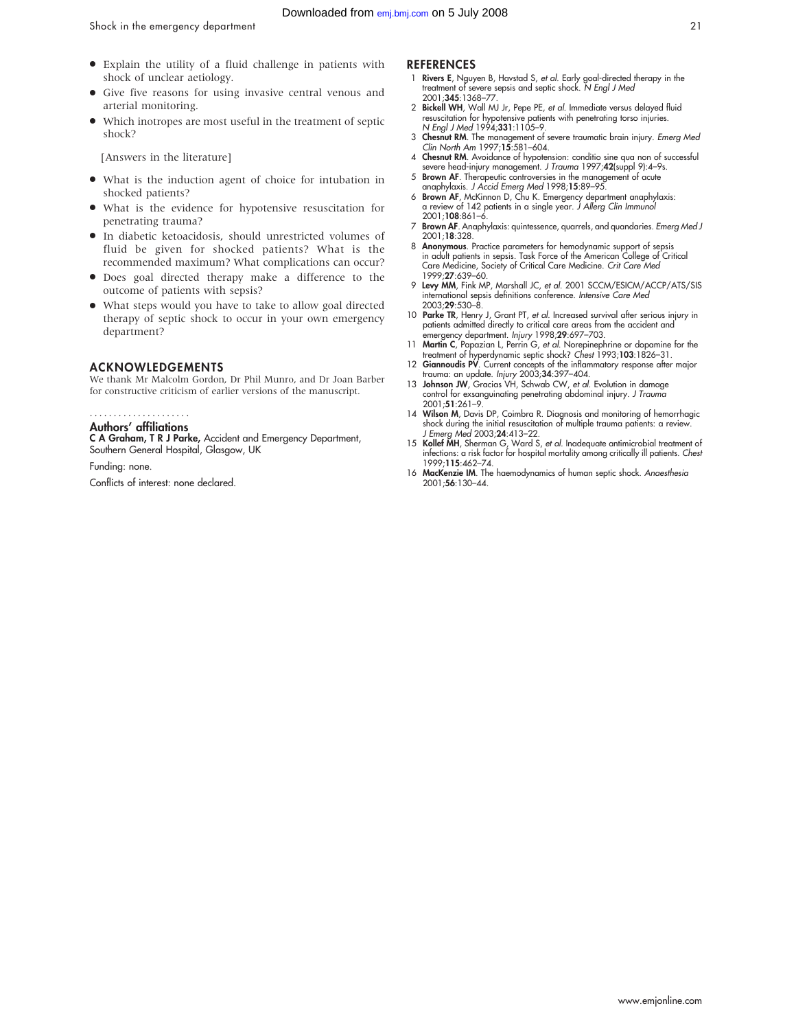- Explain the utility of a fluid challenge in patients with shock of unclear aetiology.
- Give five reasons for using invasive central venous and arterial monitoring.
- Which inotropes are most useful in the treatment of septic shock?

[Answers in the literature]

- What is the induction agent of choice for intubation in shocked patients?
- What is the evidence for hypotensive resuscitation for penetrating trauma?
- In diabetic ketoacidosis, should unrestricted volumes of fluid be given for shocked patients? What is the recommended maximum? What complications can occur?
- Does goal directed therapy make a difference to the outcome of patients with sepsis?
- What steps would you have to take to allow goal directed therapy of septic shock to occur in your own emergency department?

## ACKNOWLEDGEMENTS

We thank Mr Malcolm Gordon, Dr Phil Munro, and Dr Joan Barber for constructive criticism of earlier versions of the manuscript.

### Authors' affiliations

**C A Graham, T R J Parke,** Accident and Emergency Department, Southern General Hospital, Glasgow, UK

Funding: none.

Conflicts of interest: none declared.

## REFERENCES

1. **Rivers E**, Nguyen B, Havstad S, *et al*. Early goal-directed therapy in the treatment of severe sepsis and septic shock. *N Engl J Med* 2001;**345**:1368–77.
2. **Bickell WH**, Wall MJ Jr, Pepe PE, *et al*. Immediate versus delayed fluid resuscitation for hypotensive patients with penetrating torso injuries. *N Engl J Med* 1994;**331**:1105–9.
3. **Chesnut RM**. The management of severe traumatic brain injury. *Emerg Med Clin North Am* 1997;**15**:581–604.
4. **Chesnut RM**. Avoidance of hypotension: conditio sine qua non of successful severe head-injury management. *J Trauma* 1997;**42**(suppl 9):4–9s.
5. **Brown AF**. Therapeutic controversies in the management of acute anaphylaxis. *J Accid Emerg Med* 1998;**15**:89–95.
6. **Brown AF**, McKinnon D, Chu K. Emergency department anaphylaxis: a review of 142 patients in a single year. *J Allerg Clin Immunol* 2001;**108**:861–6.
7. **Brown AF**. Anaphylaxis: quintessence, quarrels, and quandaries. *Emerg Med J* 2001;**18**:328.
8. **Anonymous**. Practice parameters for hemodynamic support of sepsis in adult patients in sepsis. Task Force of the American College of Critical Care Medicine, Society of Critical Care Medicine. *Crit Care Med* 1999;**27**:639–60.
9. **Levy MM**, Fink MP, Marshall JC, *et al*. 2001 SCCM/ESICM/ACCP/ATS/SIS international sepsis definitions conference. *Intensive Care Med* 2003;**29**:530–8.
10. **Parke TR**, Henry J, Grant PT, *et al*. Increased survival after serious injury in patients admitted directly to critical care areas from the accident and emergency department. *Injury* 1998;**29**:697–703.
11. **Martin C**, Papazian L, Perrin G, *et al*. Norepinephrine or dopamine for the treatment of hyperdynamic septic shock? *Chest* 1993;**103**:1826–31.
12. **Giannoudis PV**. Current concepts of the inflammatory response after major trauma: an update. *Injury* 2003;**34**:397–404.
13. **Johnson JW**, Gracias VH, Schwab CW, *et al*. Evolution in damage control for exsanguinating penetrating abdominal injury. *J Trauma* 2001;**51**:261–9.
14. **Wilson M**, Davis DP, Coimbra R. Diagnosis and monitoring of hemorrhagic shock during the initial resuscitation of multiple trauma patients: a review. *J Emerg Med* 2003;**24**:413–22.
15. **Kollef MH**, Sherman G, Ward S, *et al*. Inadequate antimicrobial treatment of infections: a risk factor for hospital mortality among critically ill patients. *Chest* 1999;**115**:462–74.
16. **MacKenzie IM**. The haemodynamics of human septic shock. *Anaesthesia* 2001;**56**:130–44.